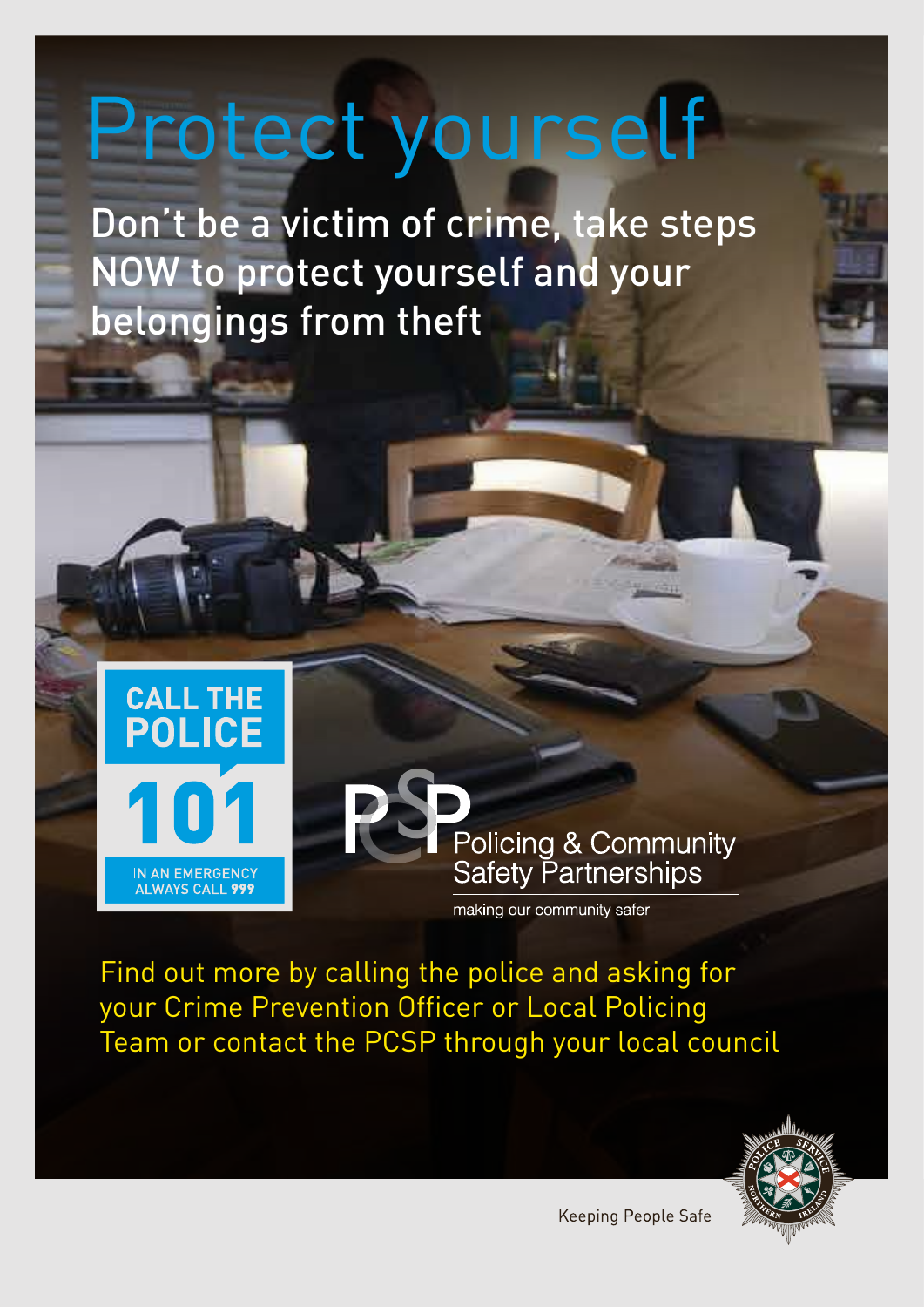# Protect yourself

**Don't be a victim of crime, take steps NOW to protect yourself and your belongings from theft**

**CALL THE POLICE**

**101**

IN AN EMERGENCY ALWAYS CALL **999**

PCSP Policing & Community Safety Partnerships

making our community safer

Find out more by calling the police and asking for your Crime Prevention Officer or Local Policing Team or contact the PCSP through your local council

Keeping People Safe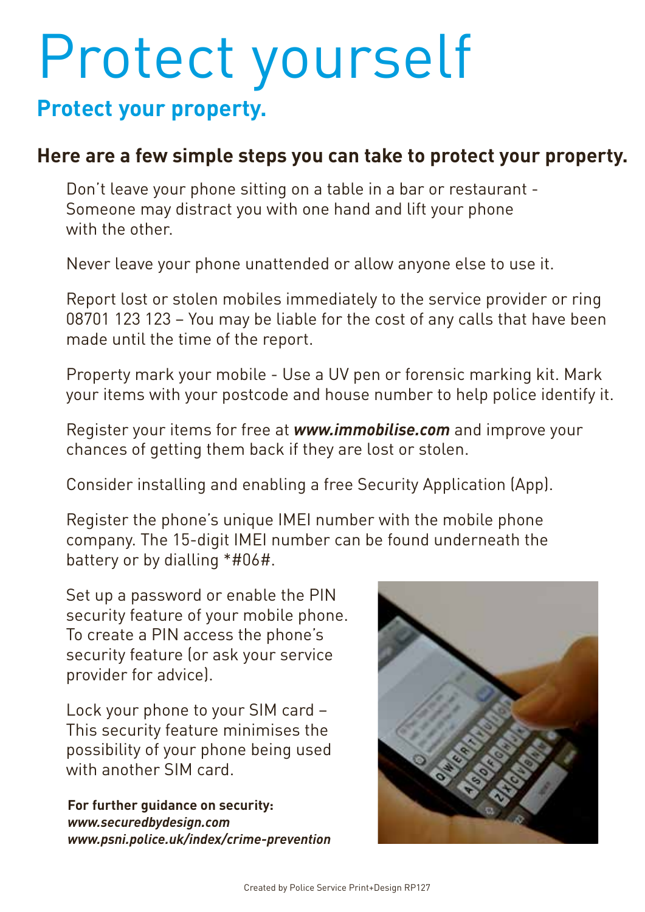# Protect yourself

## Protect your property.

### Here are a few simple steps you can take to protect your property.

Don't leave your phone sitting on a table in a bar or restaurant - Someone may distract you with one hand and lift your phone with the other.

Never leave your phone unattended or allow anyone else to use it.

Report lost or stolen mobiles immediately to the service provider or ring 08701 123 123 – You may be liable for the cost of any calls that have been made until the time of the report.

Property mark your mobile - Use a UV pen or forensic marking kit. Mark your items with your postcode and house number to help police identify it.

Register your items for free at ***www.immobilise.com*** and improve your chances of getting them back if they are lost or stolen.

Consider installing and enabling a free Security Application (App).

Register the phone's unique IMEI number with the mobile phone company. The 15-digit IMEI number can be found underneath the battery or by dialling *#06#.

Set up a password or enable the PIN security feature of your mobile phone. To create a PIN access the phone's security feature (or ask your service provider for advice).

Lock your phone to your SIM card – This security feature minimises the possibility of your phone being used with another SIM card.

**For further guidance on security:**
***www.securedbydesign.com***
***www.psni.police.uk/index/crime-prevention***

Created by Police Service Print+Design RP127